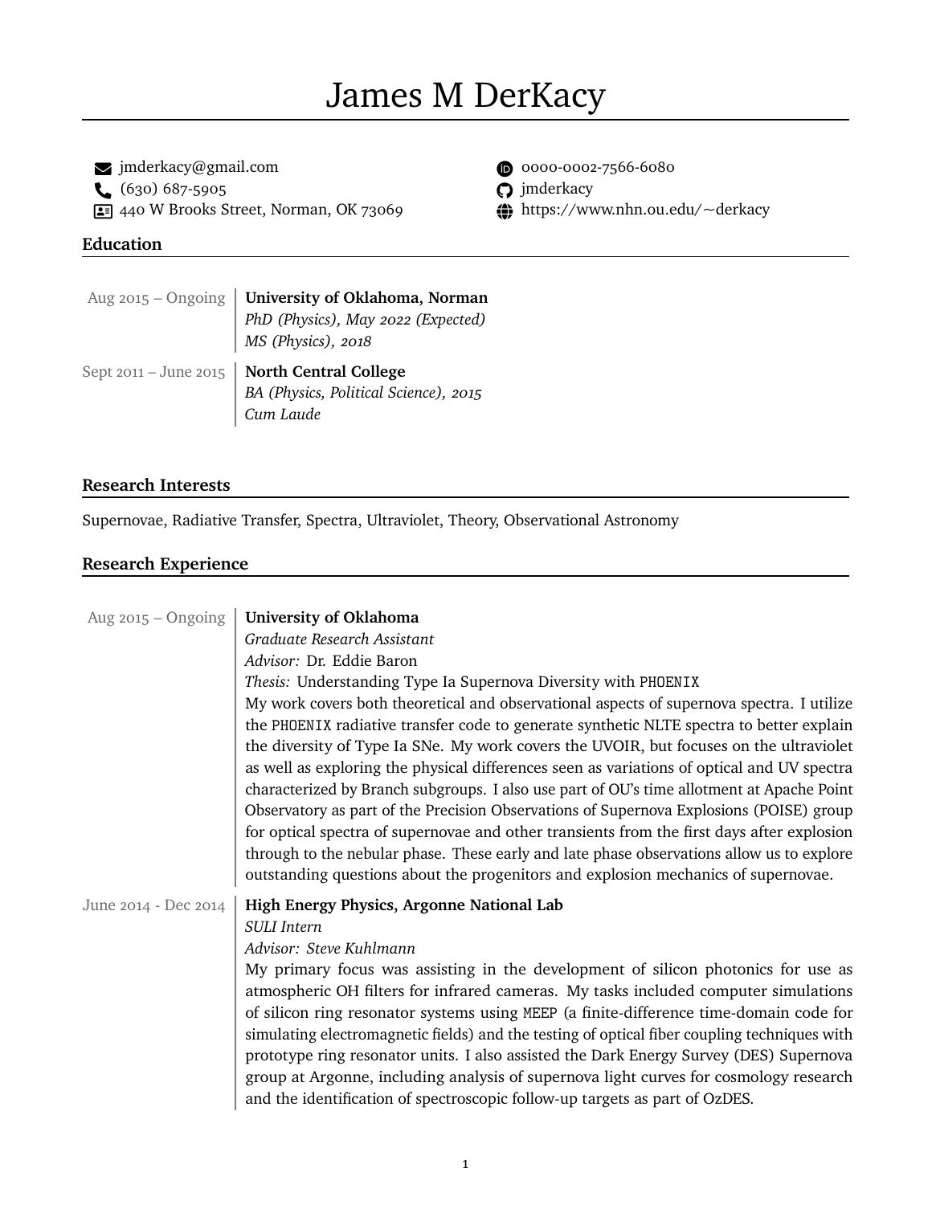# James M DerKacy

- jmderkacy@gmail.com
- (630) 687-5905
- 440 W Brooks Street, Norman, OK 73069
- 0000-0002-7566-6080
- jmderkacy
- https://www.nhn.ou.edu/~derkacy

## Education

**Aug 2015 – Ongoing**
**University of Oklahoma, Norman**
*PhD (Physics), May 2022 (Expected)*
*MS (Physics), 2018*

**Sept 2011 – June 2015**
**North Central College**
*BA (Physics, Political Science), 2015*
*Cum Laude*

## Research Interests

Supernovae, Radiative Transfer, Spectra, Ultraviolet, Theory, Observational Astronomy

## Research Experience

**Aug 2015 – Ongoing**
**University of Oklahoma**
*Graduate Research Assistant*
*Advisor:* Dr. Eddie Baron
*Thesis:* Understanding Type Ia Supernova Diversity with `PHOENIX`
My work covers both theoretical and observational aspects of supernova spectra. I utilize the `PHOENIX` radiative transfer code to generate synthetic NLTE spectra to better explain the diversity of Type Ia SNe. My work covers the UVOIR, but focuses on the ultraviolet as well as exploring the physical differences seen as variations of optical and UV spectra characterized by Branch subgroups. I also use part of OU's time allotment at Apache Point Observatory as part of the Precision Observations of Supernova Explosions (POISE) group for optical spectra of supernovae and other transients from the first days after explosion through to the nebular phase. These early and late phase observations allow us to explore outstanding questions about the progenitors and explosion mechanics of supernovae.

**June 2014 - Dec 2014**
**High Energy Physics, Argonne National Lab**
*SULI Intern*
*Advisor: Steve Kuhlmann*
My primary focus was assisting in the development of silicon photonics for use as atmospheric OH filters for infrared cameras. My tasks included computer simulations of silicon ring resonator systems using `MEEP` (a finite-difference time-domain code for simulating electromagnetic fields) and the testing of optical fiber coupling techniques with prototype ring resonator units. I also assisted the Dark Energy Survey (DES) Supernova group at Argonne, including analysis of supernova light curves for cosmology research and the identification of spectroscopic follow-up targets as part of OzDES.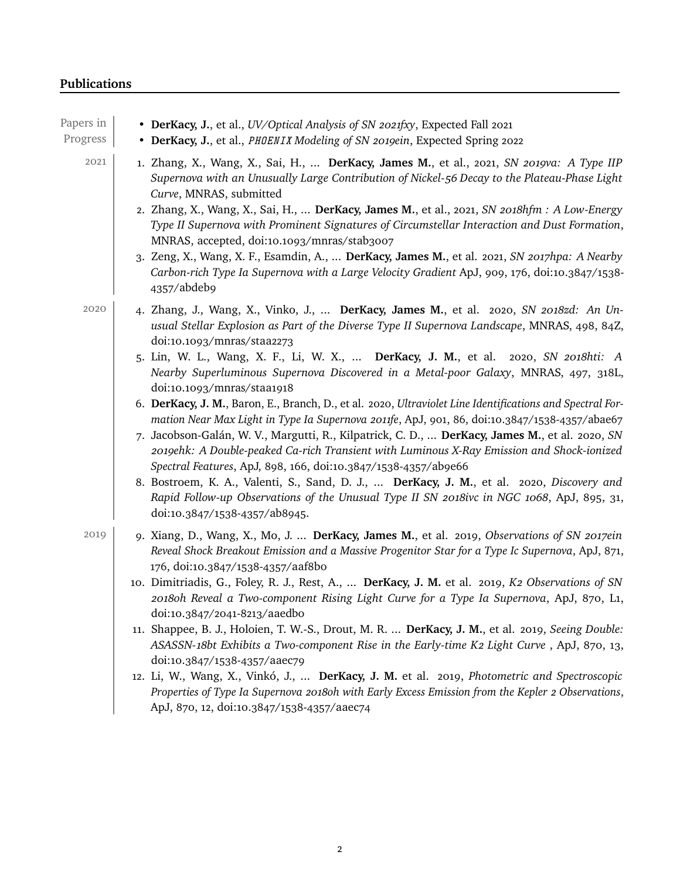## Publications

**Papers in Progress**

- **DerKacy, J.**, et al., *UV/Optical Analysis of SN 2021fxy*, Expected Fall 2021
- **DerKacy, J.**, et al., *PHOENIX Modeling of SN 2019ein*, Expected Spring 2022

**2021**

1. Zhang, X., Wang, X., Sai, H., ... **DerKacy, James M.**, et al., 2021, *SN 2019va: A Type IIP Supernova with an Unusually Large Contribution of Nickel-56 Decay to the Plateau-Phase Light Curve*, MNRAS, submitted
2. Zhang, X., Wang, X., Sai, H., ... **DerKacy, James M.**, et al., 2021, *SN 2018hfm : A Low-Energy Type II Supernova with Prominent Signatures of Circumstellar Interaction and Dust Formation*, MNRAS, accepted, doi:10.1093/mnras/stab3007
3. Zeng, X., Wang, X. F., Esamdin, A., ... **DerKacy, James M.**, et al. 2021, *SN 2017hpa: A Nearby Carbon-rich Type Ia Supernova with a Large Velocity Gradient* ApJ, 909, 176, doi:10.3847/1538-4357/abdeb9

**2020**

4. Zhang, J., Wang, X., Vinko, J., ... **DerKacy, James M.**, et al. 2020, *SN 2018zd: An Unusual Stellar Explosion as Part of the Diverse Type II Supernova Landscape*, MNRAS, 498, 84Z, doi:10.1093/mnras/staa2273
5. Lin, W. L., Wang, X. F., Li, W. X., ... **DerKacy, J. M.**, et al. 2020, *SN 2018hti: A Nearby Superluminous Supernova Discovered in a Metal-poor Galaxy*, MNRAS, 497, 318L, doi:10.1093/mnras/staa1918
6. **DerKacy, J. M.**, Baron, E., Branch, D., et al. 2020, *Ultraviolet Line Identifications and Spectral Formation Near Max Light in Type Ia Supernova 2011fe*, ApJ, 901, 86, doi:10.3847/1538-4357/abae67
7. Jacobson-Galán, W. V., Margutti, R., Kilpatrick, C. D., ... **DerKacy, James M.**, et al. 2020, *SN 2019ehk: A Double-peaked Ca-rich Transient with Luminous X-Ray Emission and Shock-ionized Spectral Features*, ApJ, 898, 166, doi:10.3847/1538-4357/ab9e66
8. Bostroem, K. A., Valenti, S., Sand, D. J., ... **DerKacy, J. M.**, et al. 2020, *Discovery and Rapid Follow-up Observations of the Unusual Type II SN 2018ivc in NGC 1068*, ApJ, 895, 31, doi:10.3847/1538-4357/ab8945.

**2019**

9. Xiang, D., Wang, X., Mo, J. ... **DerKacy, James M.**, et al. 2019, *Observations of SN 2017ein Reveal Shock Breakout Emission and a Massive Progenitor Star for a Type Ic Supernova*, ApJ, 871, 176, doi:10.3847/1538-4357/aaf8b0
10. Dimitriadis, G., Foley, R. J., Rest, A., ... **DerKacy, J. M.** et al. 2019, *K2 Observations of SN 2018oh Reveal a Two-component Rising Light Curve for a Type Ia Supernova*, ApJ, 870, L1, doi:10.3847/2041-8213/aaedb0
11. Shappee, B. J., Holoien, T. W.-S., Drout, M. R. ... **DerKacy, J. M.**, et al. 2019, *Seeing Double: ASASSN-18bt Exhibits a Two-component Rise in the Early-time K2 Light Curve* , ApJ, 870, 13, doi:10.3847/1538-4357/aaec79
12. Li, W., Wang, X., Vinkó, J., ... **DerKacy, J. M.** et al. 2019, *Photometric and Spectroscopic Properties of Type Ia Supernova 2018oh with Early Excess Emission from the Kepler 2 Observations*, ApJ, 870, 12, doi:10.3847/1538-4357/aaec74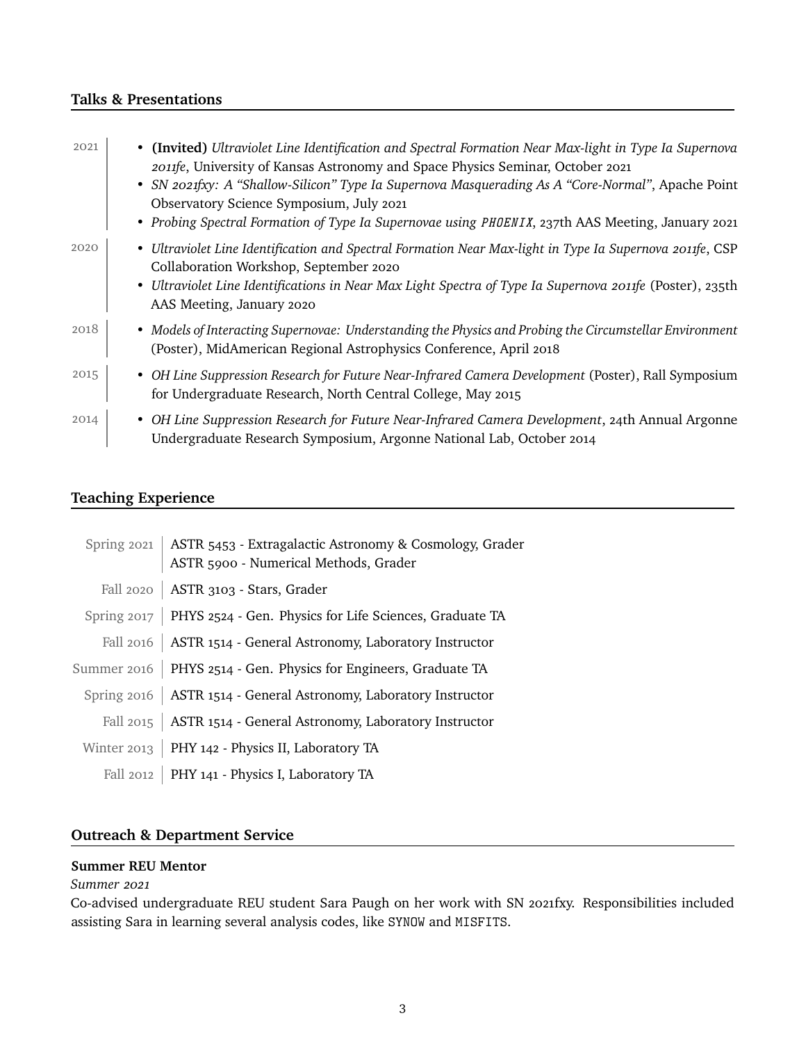## Talks & Presentations

**2021**

- **(Invited)** *Ultraviolet Line Identification and Spectral Formation Near Max-light in Type Ia Supernova 2011fe*, University of Kansas Astronomy and Space Physics Seminar, October 2021
- *SN 2021fxy: A "Shallow-Silicon" Type Ia Supernova Masquerading As A "Core-Normal"*, Apache Point Observatory Science Symposium, July 2021
- *Probing Spectral Formation of Type Ia Supernovae using `PHOENIX`*, 237th AAS Meeting, January 2021

**2020**

- *Ultraviolet Line Identification and Spectral Formation Near Max-light in Type Ia Supernova 2011fe*, CSP Collaboration Workshop, September 2020
- *Ultraviolet Line Identifications in Near Max Light Spectra of Type Ia Supernova 2011fe* (Poster), 235th AAS Meeting, January 2020

**2018**

- *Models of Interacting Supernovae: Understanding the Physics and Probing the Circumstellar Environment* (Poster), MidAmerican Regional Astrophysics Conference, April 2018

**2015**

- *OH Line Suppression Research for Future Near-Infrared Camera Development* (Poster), Rall Symposium for Undergraduate Research, North Central College, May 2015

**2014**

- *OH Line Suppression Research for Future Near-Infrared Camera Development*, 24th Annual Argonne Undergraduate Research Symposium, Argonne National Lab, October 2014

## Teaching Experience

| Term | Course |
|---|---|
| Spring 2021 | ASTR 5453 - Extragalactic Astronomy & Cosmology, Grader<br>ASTR 5900 - Numerical Methods, Grader |
| Fall 2020 | ASTR 3103 - Stars, Grader |
| Spring 2017 | PHYS 2524 - Gen. Physics for Life Sciences, Graduate TA |
| Fall 2016 | ASTR 1514 - General Astronomy, Laboratory Instructor |
| Summer 2016 | PHYS 2514 - Gen. Physics for Engineers, Graduate TA |
| Spring 2016 | ASTR 1514 - General Astronomy, Laboratory Instructor |
| Fall 2015 | ASTR 1514 - General Astronomy, Laboratory Instructor |
| Winter 2013 | PHY 142 - Physics II, Laboratory TA |
| Fall 2012 | PHY 141 - Physics I, Laboratory TA |

## Outreach & Department Service

**Summer REU Mentor**

*Summer 2021*

Co-advised undergraduate REU student Sara Paugh on her work with SN 2021fxy. Responsibilities included assisting Sara in learning several analysis codes, like `SYNOW` and `MISFITS`.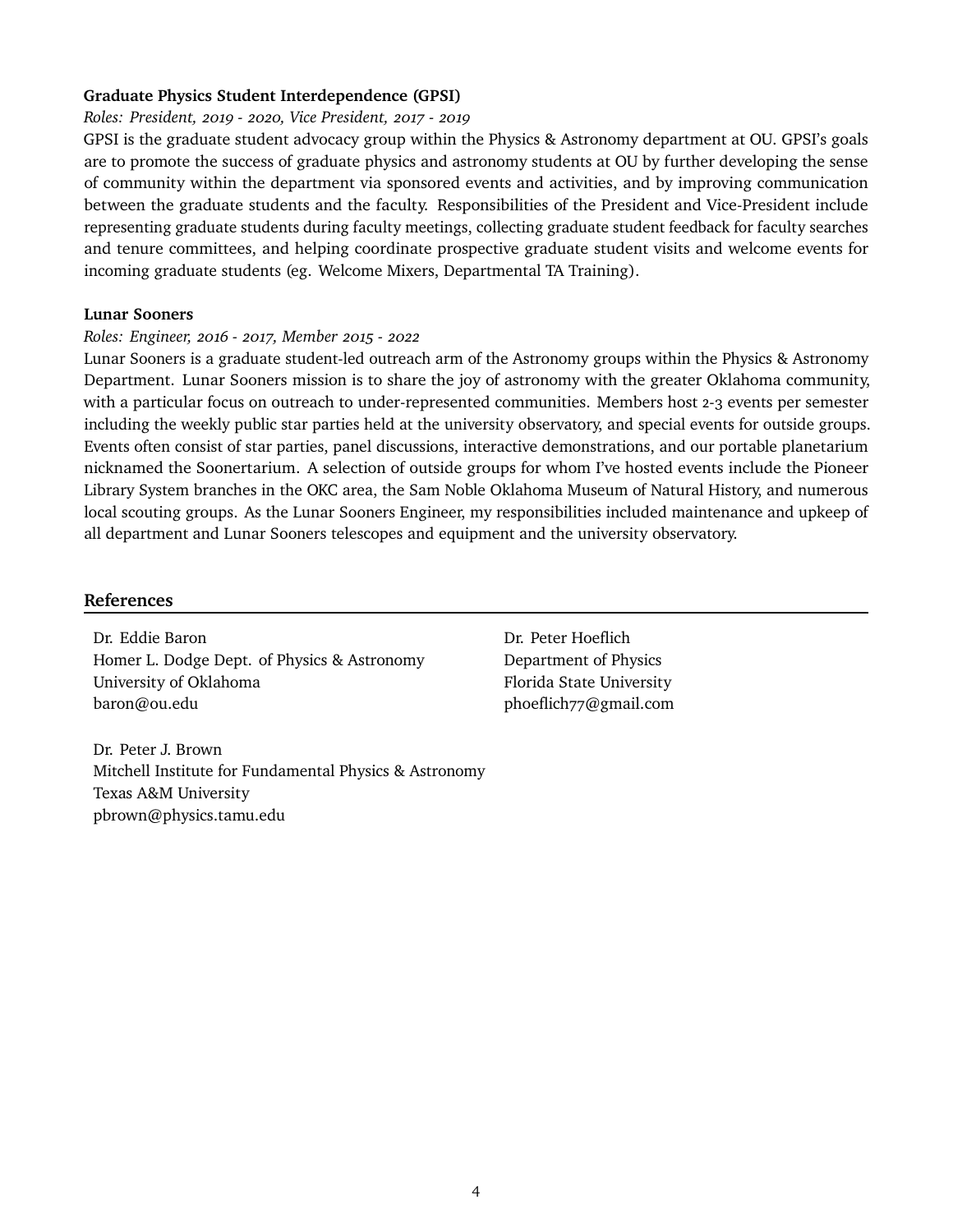**Graduate Physics Student Interdependence (GPSI)**

*Roles: President, 2019 - 2020, Vice President, 2017 - 2019*

GPSI is the graduate student advocacy group within the Physics & Astronomy department at OU. GPSI's goals are to promote the success of graduate physics and astronomy students at OU by further developing the sense of community within the department via sponsored events and activities, and by improving communication between the graduate students and the faculty. Responsibilities of the President and Vice-President include representing graduate students during faculty meetings, collecting graduate student feedback for faculty searches and tenure committees, and helping coordinate prospective graduate student visits and welcome events for incoming graduate students (eg. Welcome Mixers, Departmental TA Training).

**Lunar Sooners**

*Roles: Engineer, 2016 - 2017, Member 2015 - 2022*

Lunar Sooners is a graduate student-led outreach arm of the Astronomy groups within the Physics & Astronomy Department. Lunar Sooners mission is to share the joy of astronomy with the greater Oklahoma community, with a particular focus on outreach to under-represented communities. Members host 2-3 events per semester including the weekly public star parties held at the university observatory, and special events for outside groups. Events often consist of star parties, panel discussions, interactive demonstrations, and our portable planetarium nicknamed the Soonertarium. A selection of outside groups for whom I've hosted events include the Pioneer Library System branches in the OKC area, the Sam Noble Oklahoma Museum of Natural History, and numerous local scouting groups. As the Lunar Sooners Engineer, my responsibilities included maintenance and upkeep of all department and Lunar Sooners telescopes and equipment and the university observatory.

## References

Dr. Eddie Baron
Homer L. Dodge Dept. of Physics & Astronomy
University of Oklahoma
baron@ou.edu

Dr. Peter Hoeflich
Department of Physics
Florida State University
phoeflich77@gmail.com

Dr. Peter J. Brown
Mitchell Institute for Fundamental Physics & Astronomy
Texas A&M University
pbrown@physics.tamu.edu